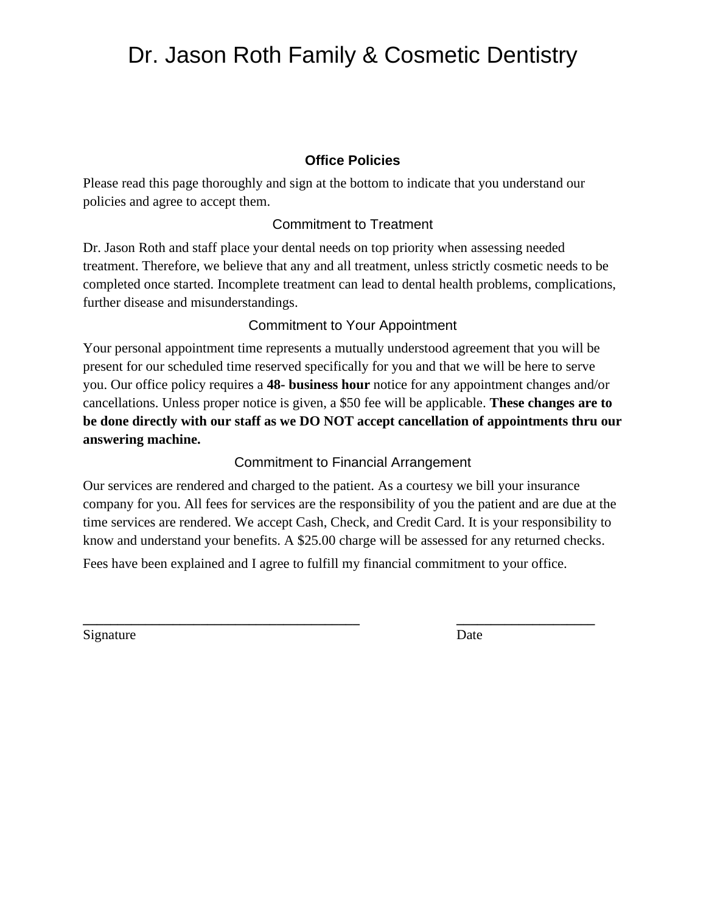# Dr. Jason Roth Family & Cosmetic Dentistry

## Office Policies

Please read this page thoroughly and sign at the bottom to indicate that you understand our policies and agree to accept them.

### Commitment to Treatment

Dr. Jason Roth and staff place your dental needs on top priority when assessing needed treatment. Therefore, we believe that any and all treatment, unless strictly cosmetic needs to be completed once started. Incomplete treatment can lead to dental health problems, complications, further disease and misunderstandings.

### Commitment to Your Appointment

Your personal appointment time represents a mutually understood agreement that you will be present for our scheduled time reserved specifically for you and that we will be here to serve you. Our office policy requires a **48- business hour** notice for any appointment changes and/or cancellations. Unless proper notice is given, a $50 fee will be applicable. **These changes are to be done directly with our staff as we DO NOT accept cancellation of appointments thru our answering machine.**

### Commitment to Financial Arrangement

Our services are rendered and charged to the patient. As a courtesy we bill your insurance company for you. All fees for services are the responsibility of you the patient and are due at the time services are rendered. We accept Cash, Check, and Credit Card. It is your responsibility to know and understand your benefits. A $25.00 charge will be assessed for any returned checks.

Fees have been explained and I agree to fulfill my financial commitment to your office.

\_\_\_\_\_\_\_\_\_\_\_\_\_\_\_\_\_\_\_\_\_\_\_\_\_\_\_\_\_\_\_\_\_\_\_\_\_\_\_\_ \_\_\_\_\_\_\_\_\_\_\_\_\_\_\_\_\_\_\_\_

Signature Date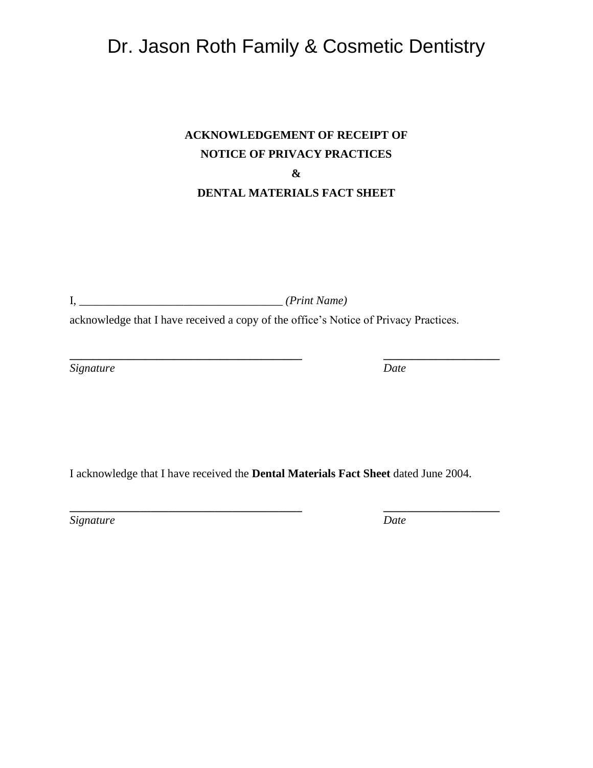# Dr. Jason Roth Family & Cosmetic Dentistry

**ACKNOWLEDGEMENT OF RECEIPT OF**

**NOTICE OF PRIVACY PRACTICES**

**&**

**DENTAL MATERIALS FACT SHEET**

I, ___________________________________ *(Print Name)*

acknowledge that I have received a copy of the office's Notice of Privacy Practices.

________________________________________ ____________________

*Signature* *Date*

I acknowledge that I have received the **Dental Materials Fact Sheet** dated June 2004.

________________________________________ ____________________

*Signature* *Date*